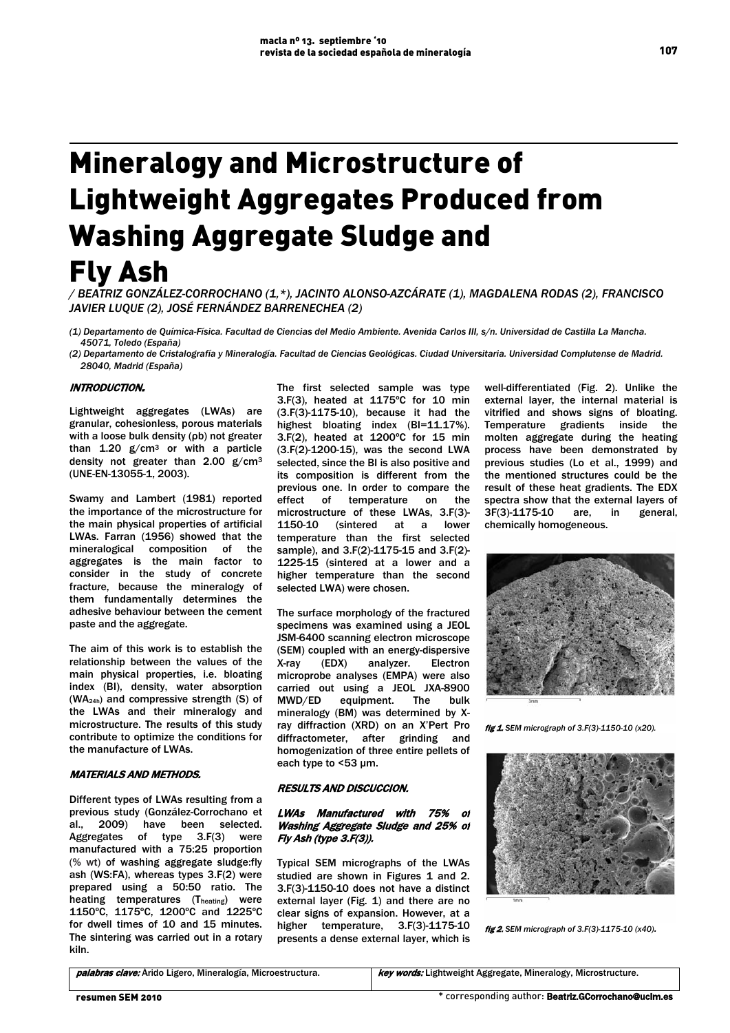# Mineralogy and Microstructure of Lightweight Aggregates Produced from Washing Aggregate Sludge and Fly Ash

/ BEATRIZ GONZÁLEZ-CORROCHANO (1,*), JACINTO ALONSO-AZCÁRATE (1), MAGDALENA RODAS (2), FRANCISCO JAVIER LUQUE (2), JOSÉ FERNÁNDEZ BARRENECHEA (2)

(1) Departamento de Química-Física. Facultad de Ciencias del Medio Ambiente. Avenida Carlos III, s/n. Universidad de Castilla La Mancha. 45071, Toledo (España)

(2) Departamento de Cristalografía y Mineralogía. Facultad de Ciencias Geológicas. Ciudad Universitaria. Universidad Complutense de Madrid. 28040, Madrid (España)

## INTRODUCTION.

Lightweight aggregates (LWAs) are granular, cohesionless, porous materials with a loose bulk density (ρb) not greater than 1.20 $g/cm^3$ or with a particle density not greater than 2.00 $g/cm^3$ (UNE-EN-13055-1, 2003).

Swamy and Lambert (1981) reported the importance of the microstructure for the main physical properties of artificial LWAs. Farran (1956) showed that the mineralogical composition of the aggregates is the main factor to consider in the study of concrete fracture, because the mineralogy of them fundamentally determines the adhesive behaviour between the cement paste and the aggregate.

The aim of this work is to establish the relationship between the values of the main physical properties, i.e. bloating index (BI), density, water absorption ($WA_{24h}$) and compressive strength (S) of the LWAs and their mineralogy and microstructure. The results of this study contribute to optimize the conditions for the manufacture of LWAs.

## MATERIALS AND METHODS.

Different types of LWAs resulting from a previous study (González-Corrochano et al., 2009) have been selected. Aggregates of type 3.F(3) were manufactured with a 75:25 proportion (% wt) of washing aggregate sludge:fly ash (WS:FA), whereas types 3.F(2) were prepared using a 50:50 ratio. The heating temperatures ($T_{heating}$) were 1150ºC, 1175ºC, 1200ºC and 1225ºC for dwell times of 10 and 15 minutes. The sintering was carried out in a rotary kiln.

The first selected sample was type 3.F(3), heated at 1175ºC for 10 min (3.F(3)-1175-10), because it had the highest bloating index (BI=11.17%). 3.F(2), heated at 1200ºC for 15 min (3.F(2)-1200-15), was the second LWA selected, since the BI is also positive and its composition is different from the previous one. In order to compare the effect of temperature on the microstructure of these LWAs, 3.F(3)-1150-10 (sintered at a lower temperature than the first selected sample), and 3.F(2)-1175-15 and 3.F(2)-1225-15 (sintered at a lower and a higher temperature than the second selected LWA) were chosen.

The surface morphology of the fractured specimens was examined using a JEOL JSM-6400 scanning electron microscope (SEM) coupled with an energy-dispersive X-ray (EDX) analyzer. Electron microprobe analyses (EMPA) were also carried out using a JEOL JXA-8900 MWD/ED equipment. The bulk mineralogy (BM) was determined by X-ray diffraction (XRD) on an X'Pert Pro diffractometer, after grinding and homogenization of three entire pellets of each type to <53 μm.

## RESULTS AND DISCUCCION.

### LWAs Manufactured with 75% of Washing Aggregate Sludge and 25% of Fly Ash (type 3.F(3)).

Typical SEM micrographs of the LWAs studied are shown in Figures 1 and 2. 3.F(3)-1150-10 does not have a distinct external layer (Fig. 1) and there are no clear signs of expansion. However, at a higher temperature, 3.F(3)-1175-10 presents a dense external layer, which is well-differentiated (Fig. 2). Unlike the external layer, the internal material is vitrified and shows signs of bloating. Temperature gradients inside the molten aggregate during the heating process have been demonstrated by previous studies (Lo et al., 1999) and the mentioned structures could be the result of these heat gradients. The EDX spectra show that the external layers of 3F(3)-1175-10 are, in general, chemically homogeneous.

fig 1. SEM micrograph of 3.F(3)-1150-10 (x20).

fig 2. SEM micrograph of 3.F(3)-1175-10 (x40).

palabras clave: Árido Ligero, Mineralogía, Microestructura.

key words: Lightweight Aggregate, Mineralogy, Microstructure.

resumen SEM 2010

* corresponding author: Beatriz.GCorrochano@uclm.es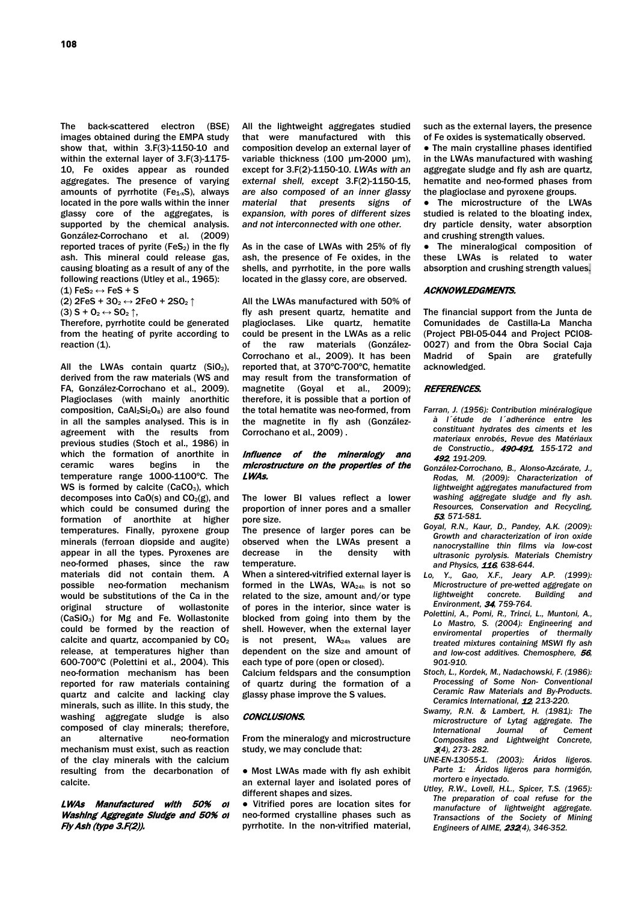The back-scattered electron (BSE) images obtained during the EMPA study show that, within 3.F(3)-1150-10 and within the external layer of 3.F(3)-1175-10, Fe oxides appear as rounded aggregates. The presence of varying amounts of pyrrhotite ($Fe_{1-x}S$), always located in the pore walls within the inner glassy core of the aggregates, is supported by the chemical analysis. González-Corrochano et al. (2009) reported traces of pyrite ($FeS_2$) in the fly ash. This mineral could release gas, causing bloating as a result of any of the following reactions (Utley et al., 1965):

(1) $FeS_2 \leftrightarrow FeS + S$

(2) $2FeS + 3O_2 \leftrightarrow 2FeO + 2SO_2 \uparrow$

(3) $S + O_2 \leftrightarrow SO_2 \uparrow$,

Therefore, pyrrhotite could be generated from the heating of pyrite according to reaction (1).

All the LWAs contain quartz ($SiO_2$), derived from the raw materials (WS and FA, González-Corrochano et al., 2009). Plagioclases (with mainly anorthitic composition, $CaAl_2Si_2O_8$) are also found in all the samples analysed. This is in agreement with the results from previous studies (Stoch et al., 1986) in which the formation of anorthite in ceramic wares begins in the temperature range 1000-1100ºC. The WS is formed by calcite ($CaCO_3$), which decomposes into CaO(s) and $CO_2$(g), and which could be consumed during the formation of anorthite at higher temperatures. Finally, pyroxene group minerals (ferroan diopside and augite) appear in all the types. Pyroxenes are neo-formed phases, since the raw materials did not contain them. A possible neo-formation mechanism would be substitutions of the Ca in the original structure of wollastonite ($CaSiO_3$) for Mg and Fe. Wollastonite could be formed by the reaction of calcite and quartz, accompanied by $CO_2$ release, at temperatures higher than 600-700ºC (Polettini et al., 2004). This neo-formation mechanism has been reported for raw materials containing quartz and calcite and lacking clay minerals, such as illite. In this study, the washing aggregate sludge is also composed of clay minerals; therefore, an alternative neo-formation mechanism must exist, such as reaction of the clay minerals with the calcium resulting from the decarbonation of calcite.

### *LWAs Manufactured with 50% of Washing Aggregate Sludge and 50% of Fly Ash (type 3.F(2)).*

All the lightweight aggregates studied that were manufactured with this composition develop an external layer of variable thickness (100 µm-2000 µm), except for 3.F(2)-1150-10. *LWAs with an external shell, except* 3.F(2)-1150-15, *are also composed of an inner glassy material that presents signs of expansion, with pores of different sizes and not interconnected with one other.*

As in the case of LWAs with 25% of fly ash, the presence of Fe oxides, in the shells, and pyrrhotite, in the pore walls located in the glassy core, are observed.

All the LWAs manufactured with 50% of fly ash present quartz, hematite and plagioclases. Like quartz, hematite could be present in the LWAs as a relic of the raw materials (González-Corrochano et al., 2009). It has been reported that, at 370ºC-700ºC, hematite may result from the transformation of magnetite (Goyal et al., 2009); therefore, it is possible that a portion of the total hematite was neo-formed, from the magnetite in fly ash (González-Corrochano et al., 2009) .

### *Influence of the mineralogy and microstructure on the properties of the LWAs.*

The lower BI values reflect a lower proportion of inner pores and a smaller pore size.

The presence of larger pores can be observed when the LWAs present a decrease in the density with temperature.

When a sintered-vitrified external layer is formed in the LWAs, $WA_{24h}$ is not so related to the size, amount and/or type of pores in the interior, since water is blocked from going into them by the shell. However, when the external layer is not present, $WA_{24h}$ values are dependent on the size and amount of each type of pore (open or closed).

Calcium feldspars and the consumption of quartz during the formation of a glassy phase improve the S values.

## *CONCLUSIONS.*

From the mineralogy and microstructure study, we may conclude that:

- Most LWAs made with fly ash exhibit an external layer and isolated pores of different shapes and sizes.
- Vitrified pores are location sites for neo-formed crystalline phases such as pyrrhotite. In the non-vitrified material, such as the external layers, the presence of Fe oxides is systematically observed.
- The main crystalline phases identified in the LWAs manufactured with washing aggregate sludge and fly ash are quartz, hematite and neo-formed phases from the plagioclase and pyroxene groups.
- The microstructure of the LWAs studied is related to the bloating index, dry particle density, water absorption and crushing strength values.
- The mineralogical composition of these LWAs is related to water absorption and crushing strength values.

## *ACKNOWLEDGMENTS.*

The financial support from the Junta de Comunidades de Castilla-La Mancha (Project PBI-05-044 and Project PCI08-0027) and from the Obra Social Caja Madrid of Spain are gratefully acknowledged.

## *REFERENCES.*

*Farran, J. (1956): Contribution minéralogique à l´étude de l´adherénce entre les constituant hydrates des ciments et les materiaux enrobés. Revue des Matériaux de Constructio., **490-491**, 155-172 and **492**, 191-209.*

*González-Corrochano, B., Alonso-Azcárate, J., Rodas, M. (2009): Characterization of lightweight aggregates manufactured from washing aggregate sludge and fly ash. Resources, Conservation and Recycling, **53**, 571-581.*

*Goyal, R.N., Kaur, D., Pandey, A.K. (2009): Growth and characterization of iron oxide nanocrystalline thin films via low-cost ultrasonic pyrolysis. Materials Chemistry and Physics, **116**, 638-644.*

*Lo, Y., Gao, X.F., Jeary A.P. (1999): Microstructure of pre-wetted aggregate on lightweight concrete. Building and Environment, **34**, 759-764.*

*Polettini, A., Pomi, R., Trinci, L., Muntoni, A., Lo Mastro, S. (2004): Engineering and enviromental properties of thermally treated mixtures containing MSWI fly ash and low-cost additives. Chemosphere, **56**, 901-910.*

*Stoch, L., Kordek, M., Nadachowski, F. (1986): Processing of Some Non- Conventional Ceramic Raw Materials and By-Products. Ceramics International, **12**, 213-220.*

*Swamy, R.N. & Lambert, H. (1981): The microstructure of Lytag aggregate. The International Journal of Cement Composites and Lightweight Concrete, **3**(4), 273- 282.*

*UNE-EN-13055-1. (2003): Áridos ligeros. Parte 1: Áridos ligeros para hormigón, mortero e inyectado.*

*Utley, R.W., Lovell, H.L., Spicer, T.S. (1965): The preparation of coal refuse for the manufacture of lightweight aggregate. Transactions of the Society of Mining Engineers of AIME, **232**(4), 346-352.*